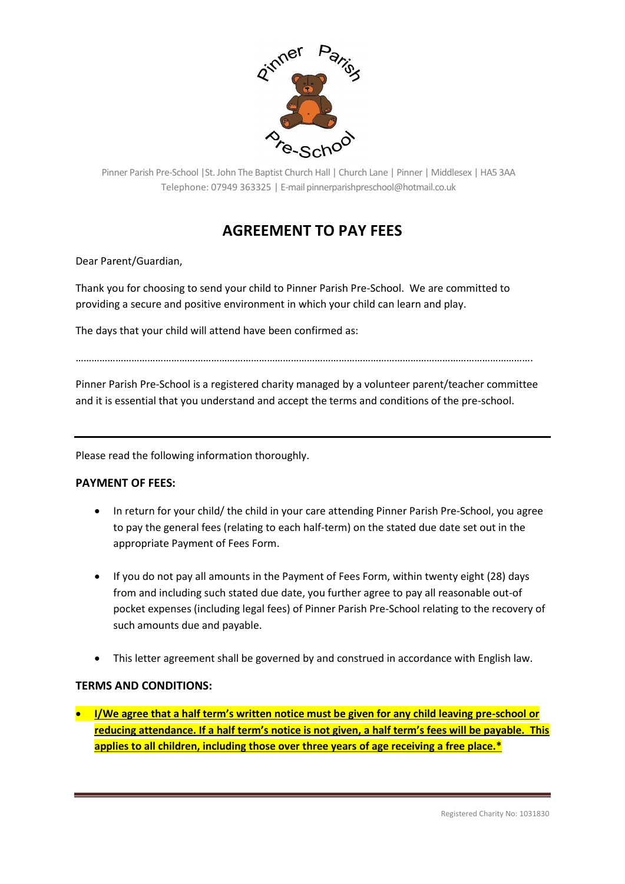Pinner Parish Pre-School |St. John The Baptist Church Hall | Church Lane | Pinner | Middlesex | HA5 3AA
Telephone: 07949 363325 | E-mail pinnerparishpreschool@hotmail.co.uk

# AGREEMENT TO PAY FEES

Dear Parent/Guardian,

Thank you for choosing to send your child to Pinner Parish Pre-School. We are committed to providing a secure and positive environment in which your child can learn and play.

The days that your child will attend have been confirmed as:

…………………………………………………………………………………………………………………………………………………….

Pinner Parish Pre-School is a registered charity managed by a volunteer parent/teacher committee and it is essential that you understand and accept the terms and conditions of the pre-school.

---

Please read the following information thoroughly.

**PAYMENT OF FEES:**

- In return for your child/ the child in your care attending Pinner Parish Pre-School, you agree to pay the general fees (relating to each half-term) on the stated due date set out in the appropriate Payment of Fees Form.
- If you do not pay all amounts in the Payment of Fees Form, within twenty eight (28) days from and including such stated due date, you further agree to pay all reasonable out-of pocket expenses (including legal fees) of Pinner Parish Pre-School relating to the recovery of such amounts due and payable.
- This letter agreement shall be governed by and construed in accordance with English law.

**TERMS AND CONDITIONS:**

- **I/We agree that a half term's written notice must be given for any child leaving pre-school or reducing attendance. If a half term's notice is not given, a half term's fees will be payable. This applies to all children, including those over three years of age receiving a free place.***

Registered Charity No: 1031830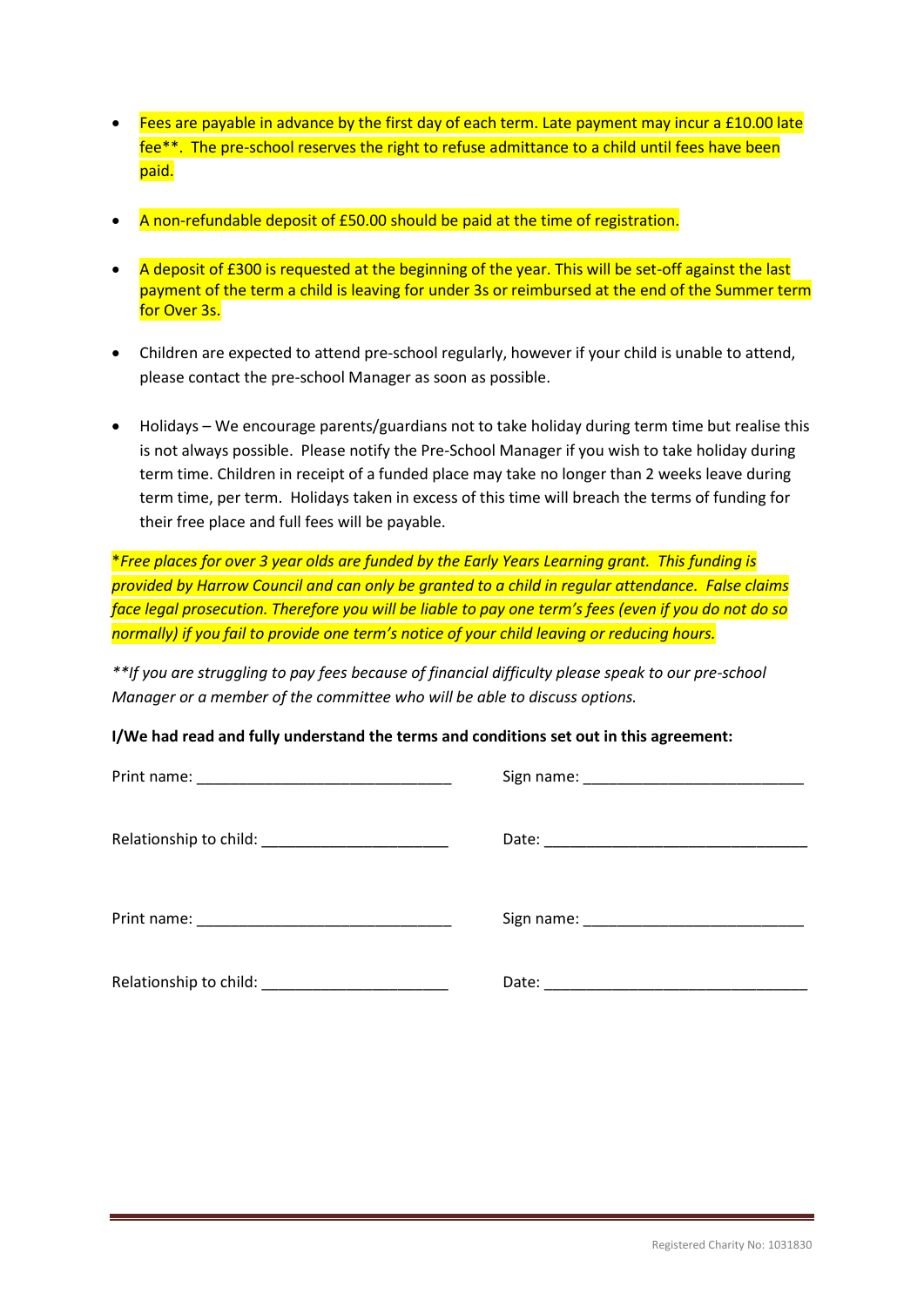- Fees are payable in advance by the first day of each term. Late payment may incur a £10.00 late fee**. The pre-school reserves the right to refuse admittance to a child until fees have been paid.

- A non-refundable deposit of £50.00 should be paid at the time of registration.

- A deposit of £300 is requested at the beginning of the year. This will be set-off against the last payment of the term a child is leaving for under 3s or reimbursed at the end of the Summer term for Over 3s.

- Children are expected to attend pre-school regularly, however if your child is unable to attend, please contact the pre-school Manager as soon as possible.

- Holidays – We encourage parents/guardians not to take holiday during term time but realise this is not always possible. Please notify the Pre-School Manager if you wish to take holiday during term time. Children in receipt of a funded place may take no longer than 2 weeks leave during term time, per term. Holidays taken in excess of this time will breach the terms of funding for their free place and full fees will be payable.

**Free places for over 3 year olds are funded by the Early Years Learning grant. This funding is provided by Harrow Council and can only be granted to a child in regular attendance. False claims face legal prosecution. Therefore you will be liable to pay one term's fees (even if you do not do so normally) if you fail to provide one term's notice of your child leaving or reducing hours.*

*\*\*If you are struggling to pay fees because of financial difficulty please speak to our pre-school Manager or a member of the committee who will be able to discuss options.*

**I/We had read and fully understand the terms and conditions set out in this agreement:**

Print name: ______________________________ Sign name: __________________________

Relationship to child: ______________________ Date: _______________________________

Print name: ______________________________ Sign name: __________________________

Relationship to child: ______________________ Date: _______________________________

Registered Charity No: 1031830